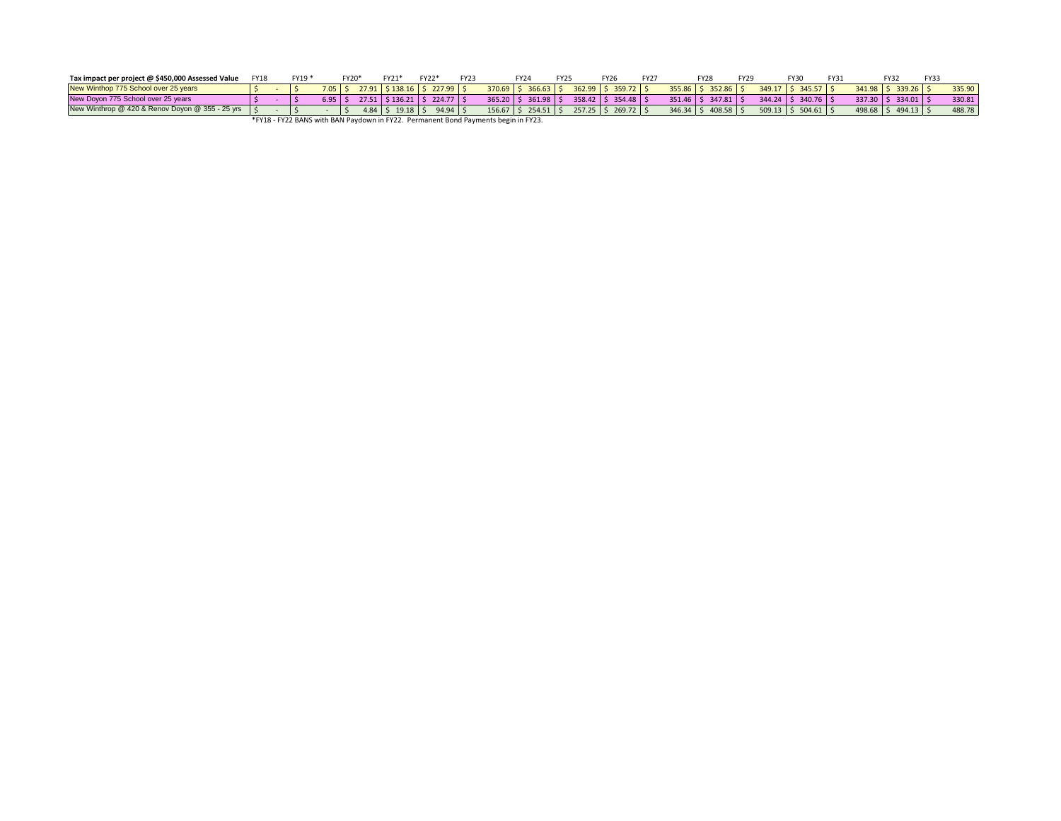| Tax impact per project @ $450,000 Assessed Value | FY18 | FY19 * | FY20* | FY21* | FY22* | FY23 | FY24 | FY25 | FY26 | FY27 | FY28 | FY29 | FY30 | FY31 | FY32 | FY33 |
|---|---|---|---|---|---|---|---|---|---|---|---|---|---|---|---|---|
| New Winthop 775 School over 25 years | $ - | $ 7.05 | $ 27.91 | $ 138.16 | $ 227.99 | $ 370.69 | $ 366.63 | $ 362.99 | $ 359.72 | $ 355.86 | $ 352.86 | $ 349.17 | $ 345.57 | $ 341.98 | $ 339.26 | $ 335.90 |
| New Doyon 775 School over 25 years | $ - | $ 6.95 | $ 27.51 | $ 136.21 | $ 224.77 | $ 365.20 | $ 361.98 | $ 358.42 | $ 354.48 | $ 351.46 | $ 347.81 | $ 344.24 | $ 340.76 | $ 337.30 | $ 334.01 | $ 330.81 |
| New Winthrop @ 420 & Renov Doyon @ 355 - 25 yrs | $ - | $ - | $ 4.84 | $ 19.18 | $ 94.94 | $ 156.67 | $ 254.51 | $ 257.25 | $ 269.72 | $ 346.34 | $ 408.58 | $ 509.13 | $ 504.61 | $ 498.68 | $ 494.13 | $ 488.78 |

*FY18 - FY22 BANS with BAN Paydown in FY22. Permanent Bond Payments begin in FY23.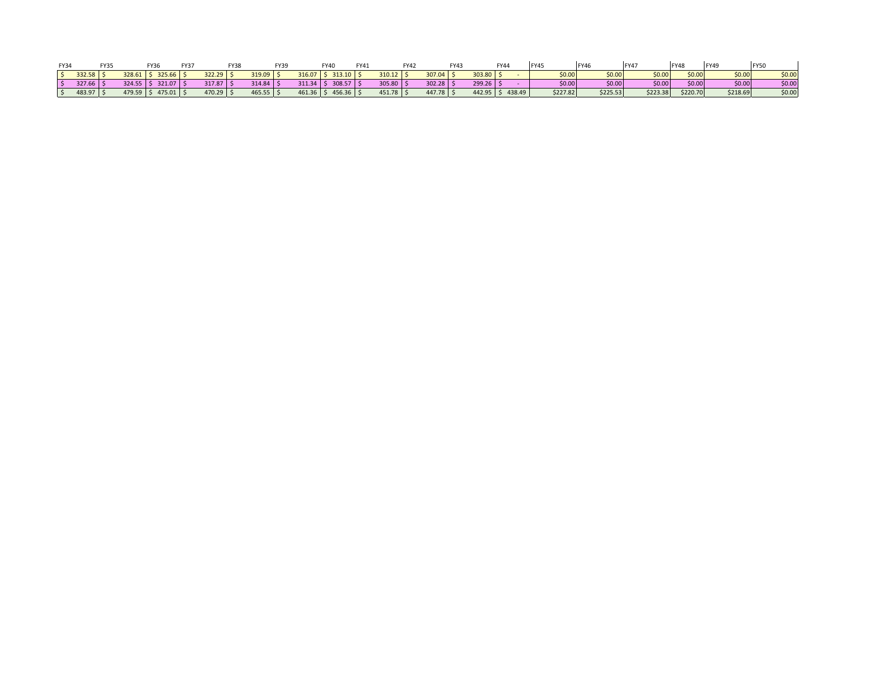| FY34 | FY35 | FY36 | FY37 | FY38 | FY39 | FY40 | FY41 | FY42 | FY43 | FY44 | FY45 | FY46 | FY47 | FY48 | FY49 | FY50 |
|---|---|---|---|---|---|---|---|---|---|---|---|---|---|---|---|---|
| $ 332.58 | $ 328.61 | $ 325.66 | $ 322.29 | $ 319.09 | $ 316.07 | $ 313.10 | $ 310.12 | $ 307.04 | $ 303.80 | $ - | $0.00 | $0.00 | $0.00 | $0.00 | $0.00 | $0.00 |
| $ 327.66 | $ 324.55 | $ 321.07 | $ 317.87 | $ 314.84 | $ 311.34 | $ 308.57 | $ 305.80 | $ 302.28 | $ 299.26 | $ - | $0.00 | $0.00 | $0.00 | $0.00 | $0.00 | $0.00 |
| $ 483.97 | $ 479.59 | $ 475.01 | $ 470.29 | $ 465.55 | $ 461.36 | $ 456.36 | $ 451.78 | $ 447.78 | $ 442.95 | $ 438.49 | $227.82 | $225.53 | $223.38 | $220.70 | $218.69 | $0.00 |